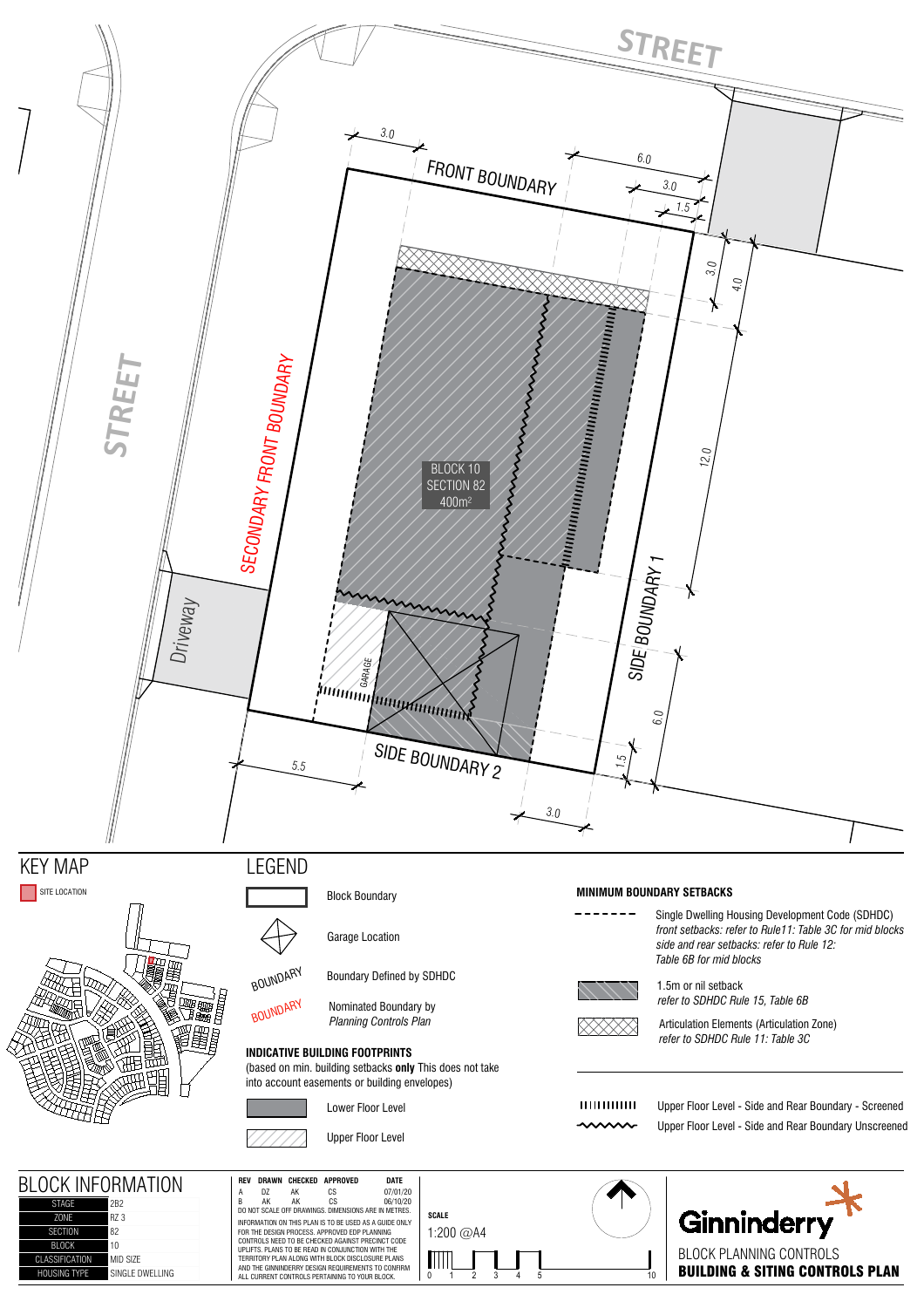STREET

FRONT BOUNDARY

3.0 | 6.0 | 3.0 | 1.5 | 3.0 | 4.0 | 12.0 | 6.0 | 1.5 | 5.5 | 3.0

STREET

SECONDARY FRONT BOUNDARY

BLOCK 10
SECTION 82
400m²

Driveway

GARAGE

SIDE BOUNDARY 1

SIDE BOUNDARY 2

## KEY MAP

SITE LOCATION

## LEGEND

- Block Boundary
- Garage Location
- BOUNDARY — Boundary Defined by SDHDC
- BOUNDARY — Nominated Boundary by *Planning Controls Plan*

### INDICATIVE BUILDING FOOTPRINTS

(based on min. building setbacks **only** This does not take into account easements or building envelopes)

- Lower Floor Level
- Upper Floor Level

### MINIMUM BOUNDARY SETBACKS

- Single Dwelling Housing Development Code (SDHDC) *front setbacks: refer to Rule11: Table 3C for mid blocks side and rear setbacks: refer to Rule 12: Table 6B for mid blocks*
- 1.5m or nil setback *refer to SDHDC Rule 15, Table 6B*
- Articulation Elements (Articulation Zone) *refer to SDHDC Rule 11: Table 3C*

- Upper Floor Level - Side and Rear Boundary - Screened
- Upper Floor Level - Side and Rear Boundary Unscreened

## BLOCK INFORMATION

| | |
|---|---|
| STAGE | 2B2 |
| ZONE | RZ 3 |
| SECTION | 82 |
| BLOCK | 10 |
| CLASSIFICATION | MID SIZE |
| HOUSING TYPE | SINGLE DWELLING |

| REV | DRAWN | CHECKED | APPROVED | DATE |
|---|---|---|---|---|
| A | DZ | AK | CS | 07/01/20 |
| B | AK | AK | CS | 06/10/20 |

DO NOT SCALE OFF DRAWINGS. DIMENSIONS ARE IN METRES.

INFORMATION ON THIS PLAN IS TO BE USED AS A GUIDE ONLY FOR THE DESIGN PROCESS. APPROVED EDP PLANNING CONTROLS NEED TO BE CHECKED AGAINST PRECINCT CODE UPLIFTS. PLANS TO BE READ IN CONJUNCTION WITH THE TERRITORY PLAN ALONG WITH BLOCK DISCLOSURE PLANS AND THE GINNINDERRY DESIGN REQUIREMENTS TO CONFIRM ALL CURRENT CONTROLS PERTAINING TO YOUR BLOCK.

**SCALE**
1:200 @A4

0 1 2 3 4 5 10

Ginninderry

BLOCK PLANNING CONTROLS
**BUILDING & SITING CONTROLS PLAN**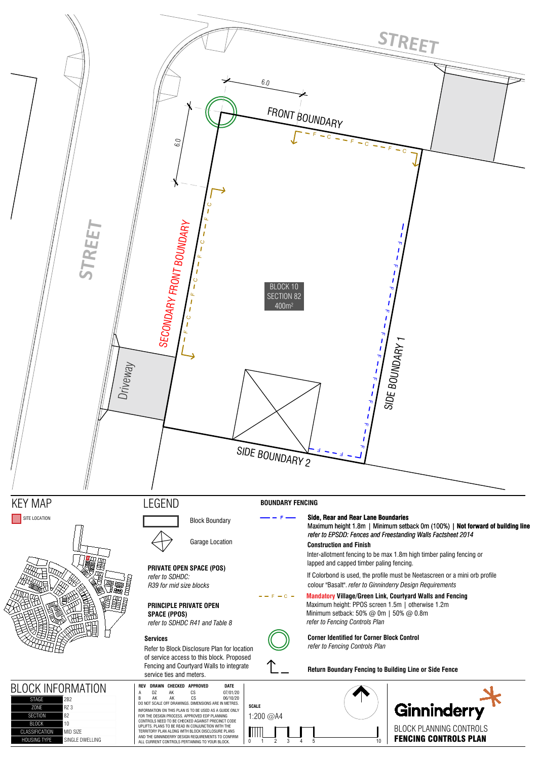STREET

STREET

6.0

6.0

FRONT BOUNDARY

SECONDARY FRONT BOUNDARY

SIDE BOUNDARY 1

SIDE BOUNDARY 2

Driveway

BLOCK 10
SECTION 82
400m²

# KEY MAP

SITE LOCATION

# LEGEND

Block Boundary

Garage Location

**PRIVATE OPEN SPACE (POS)**
*refer to SDHDC:*
*R39 for mid size blocks*

**PRINCIPLE PRIVATE OPEN SPACE (PPOS)**
*refer to SDHDC R41 and Table 8*

**Services**
Refer to Block Disclosure Plan for location of service access to this block. Proposed Fencing and Courtyard Walls to integrate service ties and meters.

**BOUNDARY FENCING**

**Side, Rear and Rear Lane Boundaries**
Maximum height 1.8m | Minimum setback 0m (100%) | **Not forward of building line**
*refer to EPSDD: Fences and Freestanding Walls Factsheet 2014*

**Construction and Finish**
Inter-allotment fencing to be max 1.8m high timber paling fencing or lapped and capped timber paling fencing.

If Colorbond is used, the profile must be Neetascreen or a mini orb profile colour "Basalt". *refer to Ginninderry Design Requirements*

**Mandatory Village/Green Link, Courtyard Walls and Fencing**
Maximum height: PPOS screen 1.5m | otherwise 1.2m
Minimum setback: 50% @ 0m | 50% @ 0.8m
*refer to Fencing Controls Plan*

**Corner Identified for Corner Block Control**
*refer to Fencing Controls Plan*

**Return Boundary Fencing to Building Line or Side Fence**

# BLOCK INFORMATION

| | |
|---|---|
| STAGE | 2B2 |
| ZONE | RZ 3 |
| SECTION | 82 |
| BLOCK | 10 |
| CLASSIFICATION | MID SIZE |
| HOUSING TYPE | SINGLE DWELLING |

| REV | DRAWN | CHECKED | APPROVED | DATE |
|---|---|---|---|---|
| A | DZ | AK | CS | 07/01/20 |
| B | AK | AK | CS | 06/10/20 |

DO NOT SCALE OFF DRAWINGS. DIMENSIONS ARE IN METRES.

INFORMATION ON THIS PLAN IS TO BE USED AS A GUIDE ONLY FOR THE DESIGN PROCESS. APPROVED EDP PLANNING CONTROLS NEED TO BE CHECKED AGAINST PRECINCT CODE UPLIFTS. PLANS TO BE READ IN CONJUNCTION WITH THE TERRITORY PLAN ALONG WITH BLOCK DISCLOSURE PLANS AND THE GINNINDERRY DESIGN REQUIREMENTS TO CONFIRM ALL CURRENT CONTROLS PERTAINING TO YOUR BLOCK.

SCALE
1:200 @A4
0 1 2 3 4 5 10

Ginninderry
BLOCK PLANNING CONTROLS
**FENCING CONTROLS PLAN**